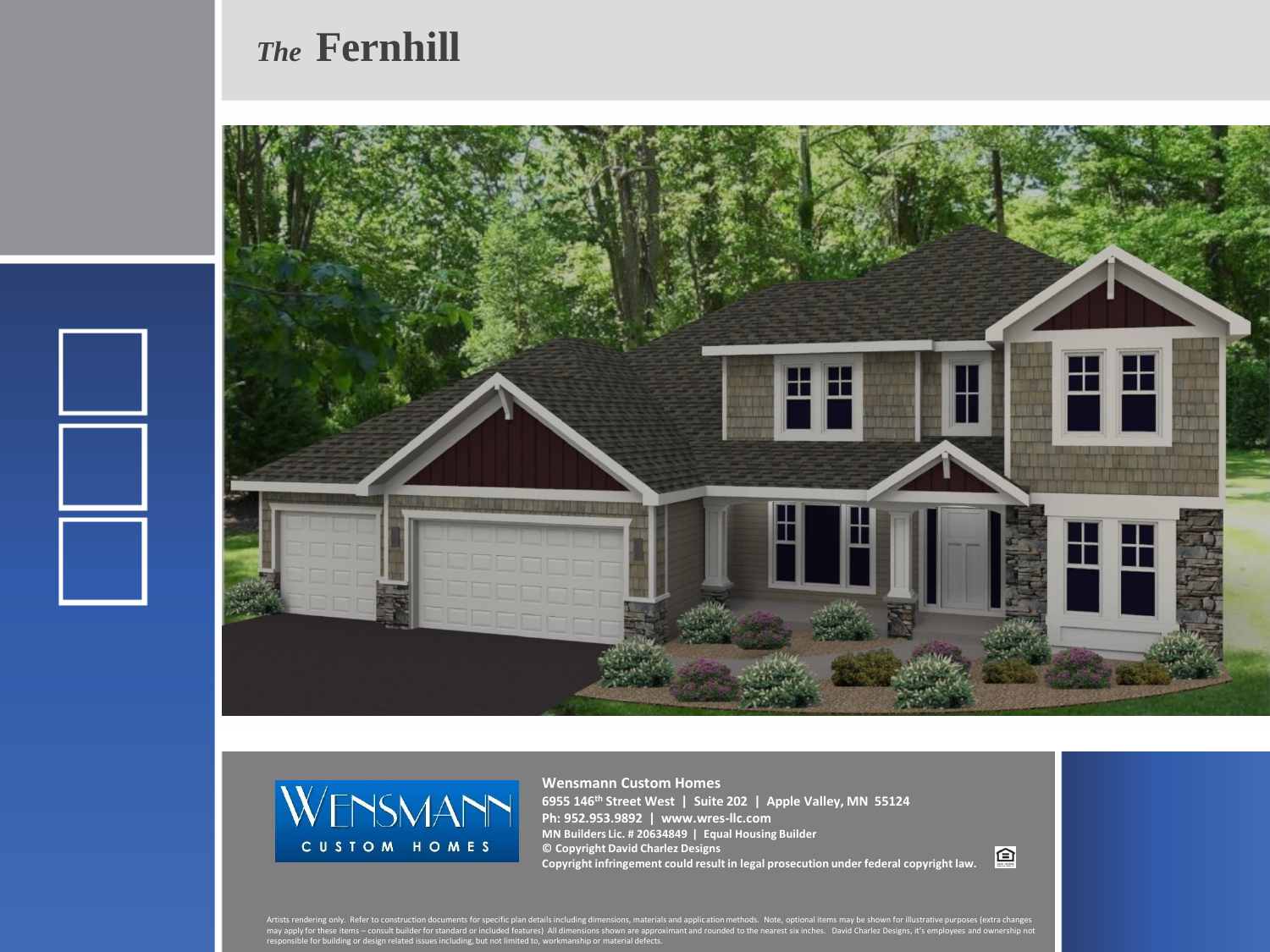# *The* Fernhill

WENSMANN CUSTOM HOMES

**Wensmann Custom Homes**
**6955 146th Street West | Suite 202 | Apple Valley, MN 55124**
**Ph: 952.953.9892 | www.wres-llc.com**
**MN Builders Lic. # 20634849 | Equal Housing Builder**
**© Copyright David Charlez Designs**
**Copyright infringement could result in legal prosecution under federal copyright law.**

Artists rendering only. Refer to construction documents for specific plan details including dimensions, materials and application methods. Note, optional items may be shown for illustrative purposes (extra changes may apply for these items – consult builder for standard or included features) All dimensions shown are approximant and rounded to the nearest six inches. David Charlez Designs, it's employees and ownership not responsible for building or design related issues including, but not limited to, workmanship or material defects.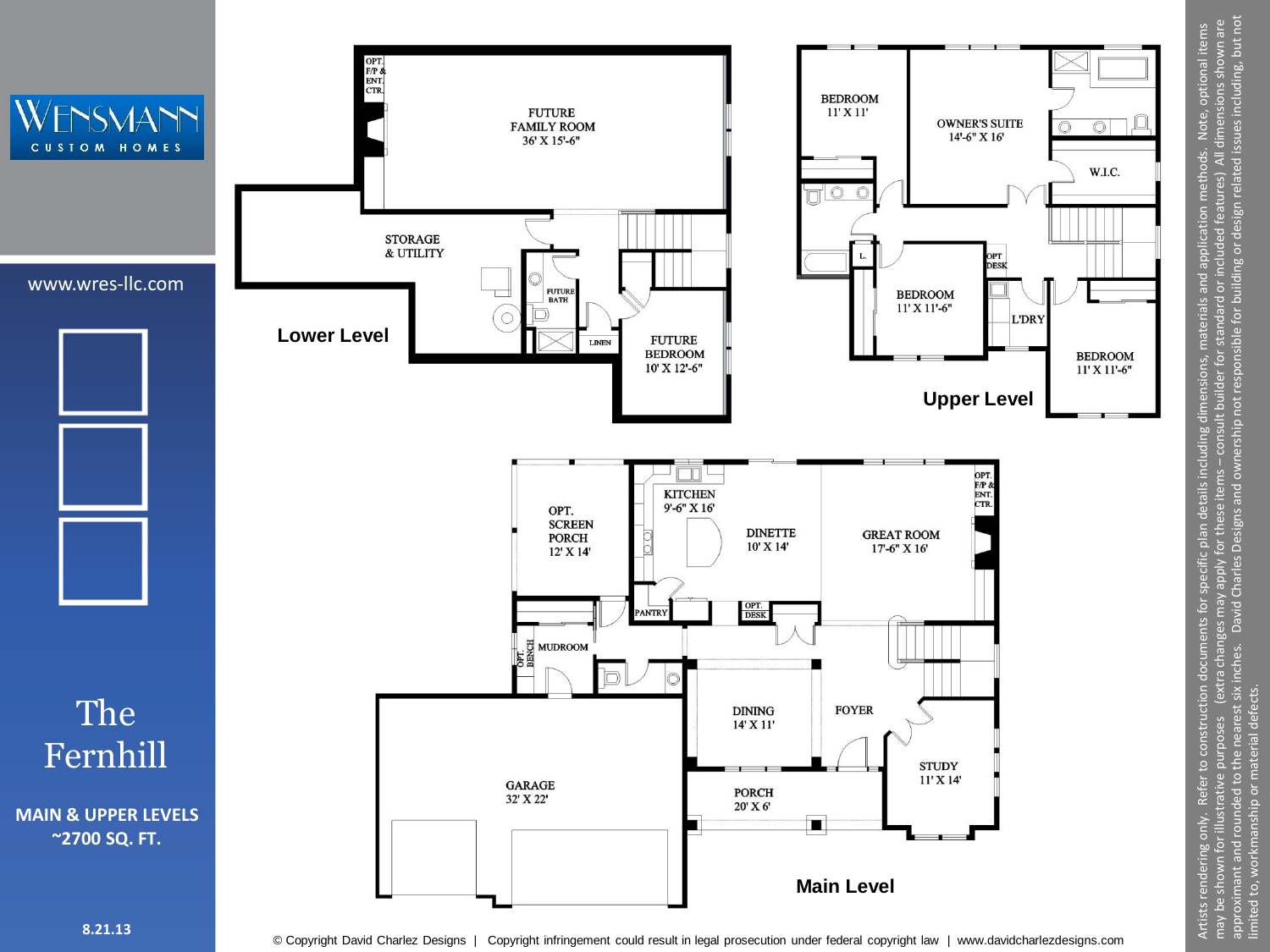WENSMANN
CUSTOM HOMES

www.wres-llc.com

# The Fernhill

**MAIN & UPPER LEVELS**
**~2700 SQ. FT.**

**8.21.13**

## Lower Level

OPT. F/P & ENT. CTR.

FUTURE FAMILY ROOM
36' X 15'-6"

STORAGE & UTILITY

FUTURE BATH

LINEN

FUTURE BEDROOM
10' X 12'-6"

## Upper Level

BEDROOM
11' X 11'

OWNER'S SUITE
14'-6" X 16'

W.I.C.

L.

OPT DESK

BEDROOM
11' X 11'-6"

L'DRY

BEDROOM
11' X 11'-6"

## Main Level

OPT. SCREEN PORCH
12' X 14'

KITCHEN
9'-6" X 16'

DINETTE
10' X 14'

GREAT ROOM
17'-6" X 16'

OPT. F/P & ENT. CTR.

PANTRY

OPT. DESK

OPT. BENCH

MUDROOM

DINING
14' X 11'

FOYER

STUDY
11' X 14'

GARAGE
32' X 22'

PORCH
20' X 6'

Artists rendering only. Refer to construction documents for specific plan details including dimensions, materials and application methods. Note, optional items may be shown for illustrative purposes (extra changes may apply for these items – consult builder for standard or included features) All dimensions shown are approximant and rounded to the nearest six inches. David Charles Designs and ownership not responsible for building or design related issues including, but not limited to, workmanship or material defects.

© Copyright David Charlez Designs | Copyright infringement could result in legal prosecution under federal copyright law | www.davidcharlezdesigns.com